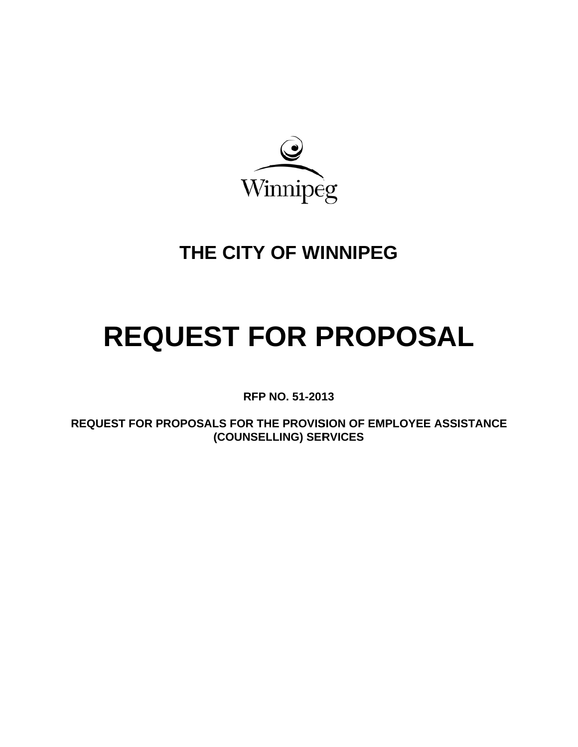Winnipeg

# THE CITY OF WINNIPEG

# REQUEST FOR PROPOSAL

**RFP NO. 51-2013**

**REQUEST FOR PROPOSALS FOR THE PROVISION OF EMPLOYEE ASSISTANCE (COUNSELLING) SERVICES**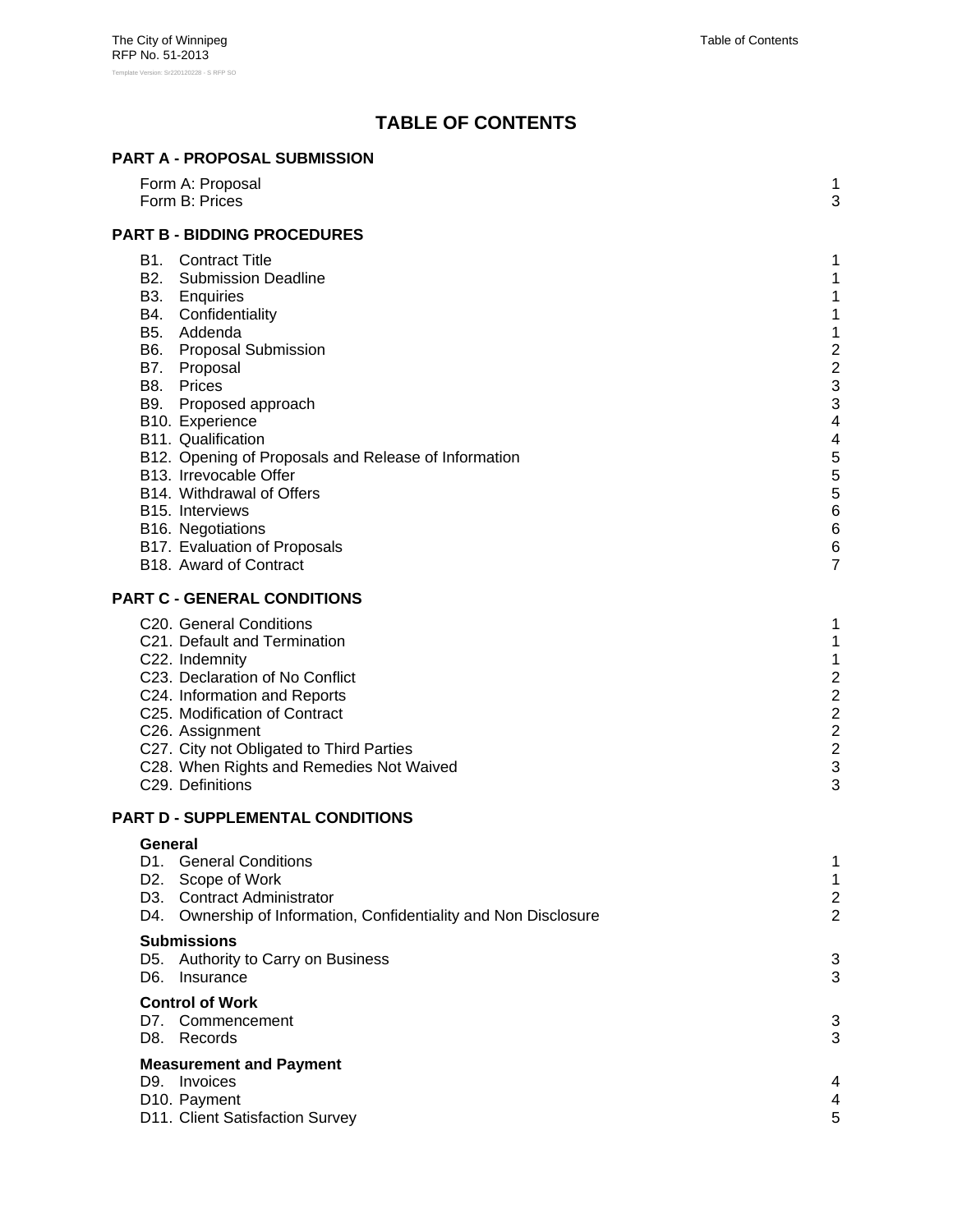# TABLE OF CONTENTS

## PART A - PROPOSAL SUBMISSION

| | |
|---|---|
| Form A: Proposal | 1 |
| Form B: Prices | 3 |

## PART B - BIDDING PROCEDURES

| | |
|---|---|
| B1. Contract Title | 1 |
| B2. Submission Deadline | 1 |
| B3. Enquiries | 1 |
| B4. Confidentiality | 1 |
| B5. Addenda | 1 |
| B6. Proposal Submission | 2 |
| B7. Proposal | 2 |
| B8. Prices | 3 |
| B9. Proposed approach | 3 |
| B10. Experience | 4 |
| B11. Qualification | 4 |
| B12. Opening of Proposals and Release of Information | 5 |
| B13. Irrevocable Offer | 5 |
| B14. Withdrawal of Offers | 5 |
| B15. Interviews | 6 |
| B16. Negotiations | 6 |
| B17. Evaluation of Proposals | 6 |
| B18. Award of Contract | 7 |

## PART C - GENERAL CONDITIONS

| | |
|---|---|
| C20. General Conditions | 1 |
| C21. Default and Termination | 1 |
| C22. Indemnity | 1 |
| C23. Declaration of No Conflict | 2 |
| C24. Information and Reports | 2 |
| C25. Modification of Contract | 2 |
| C26. Assignment | 2 |
| C27. City not Obligated to Third Parties | 2 |
| C28. When Rights and Remedies Not Waived | 3 |
| C29. Definitions | 3 |

## PART D - SUPPLEMENTAL CONDITIONS

### General

| | |
|---|---|
| D1. General Conditions | 1 |
| D2. Scope of Work | 1 |
| D3. Contract Administrator | 2 |
| D4. Ownership of Information, Confidentiality and Non Disclosure | 2 |

### Submissions

| | |
|---|---|
| D5. Authority to Carry on Business | 3 |
| D6. Insurance | 3 |

### Control of Work

| | |
|---|---|
| D7. Commencement | 3 |
| D8. Records | 3 |

### Measurement and Payment

| | |
|---|---|
| D9. Invoices | 4 |
| D10. Payment | 4 |
| D11. Client Satisfaction Survey | 5 |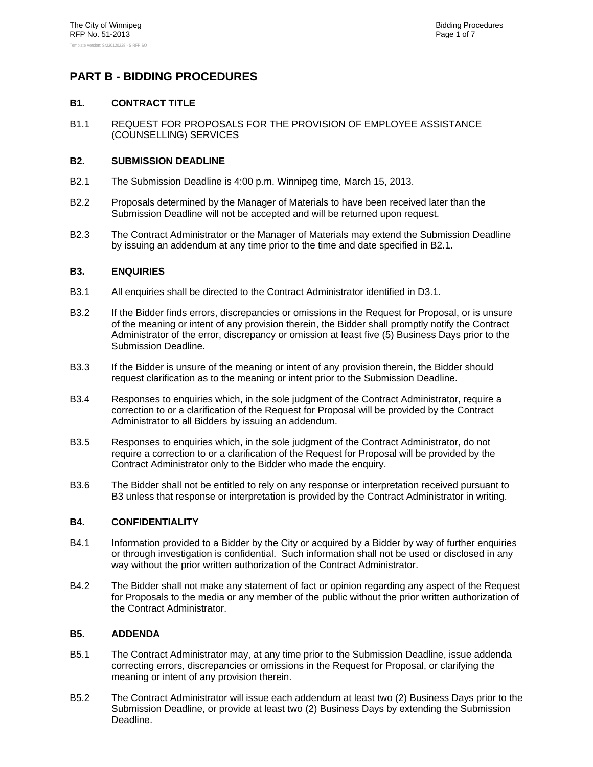# PART B - BIDDING PROCEDURES

## B1. CONTRACT TITLE

B1.1 REQUEST FOR PROPOSALS FOR THE PROVISION OF EMPLOYEE ASSISTANCE (COUNSELLING) SERVICES

## B2. SUBMISSION DEADLINE

B2.1 The Submission Deadline is 4:00 p.m. Winnipeg time, March 15, 2013.

B2.2 Proposals determined by the Manager of Materials to have been received later than the Submission Deadline will not be accepted and will be returned upon request.

B2.3 The Contract Administrator or the Manager of Materials may extend the Submission Deadline by issuing an addendum at any time prior to the time and date specified in B2.1.

## B3. ENQUIRIES

B3.1 All enquiries shall be directed to the Contract Administrator identified in D3.1.

B3.2 If the Bidder finds errors, discrepancies or omissions in the Request for Proposal, or is unsure of the meaning or intent of any provision therein, the Bidder shall promptly notify the Contract Administrator of the error, discrepancy or omission at least five (5) Business Days prior to the Submission Deadline.

B3.3 If the Bidder is unsure of the meaning or intent of any provision therein, the Bidder should request clarification as to the meaning or intent prior to the Submission Deadline.

B3.4 Responses to enquiries which, in the sole judgment of the Contract Administrator, require a correction to or a clarification of the Request for Proposal will be provided by the Contract Administrator to all Bidders by issuing an addendum.

B3.5 Responses to enquiries which, in the sole judgment of the Contract Administrator, do not require a correction to or a clarification of the Request for Proposal will be provided by the Contract Administrator only to the Bidder who made the enquiry.

B3.6 The Bidder shall not be entitled to rely on any response or interpretation received pursuant to B3 unless that response or interpretation is provided by the Contract Administrator in writing.

## B4. CONFIDENTIALITY

B4.1 Information provided to a Bidder by the City or acquired by a Bidder by way of further enquiries or through investigation is confidential. Such information shall not be used or disclosed in any way without the prior written authorization of the Contract Administrator.

B4.2 The Bidder shall not make any statement of fact or opinion regarding any aspect of the Request for Proposals to the media or any member of the public without the prior written authorization of the Contract Administrator.

## B5. ADDENDA

B5.1 The Contract Administrator may, at any time prior to the Submission Deadline, issue addenda correcting errors, discrepancies or omissions in the Request for Proposal, or clarifying the meaning or intent of any provision therein.

B5.2 The Contract Administrator will issue each addendum at least two (2) Business Days prior to the Submission Deadline, or provide at least two (2) Business Days by extending the Submission Deadline.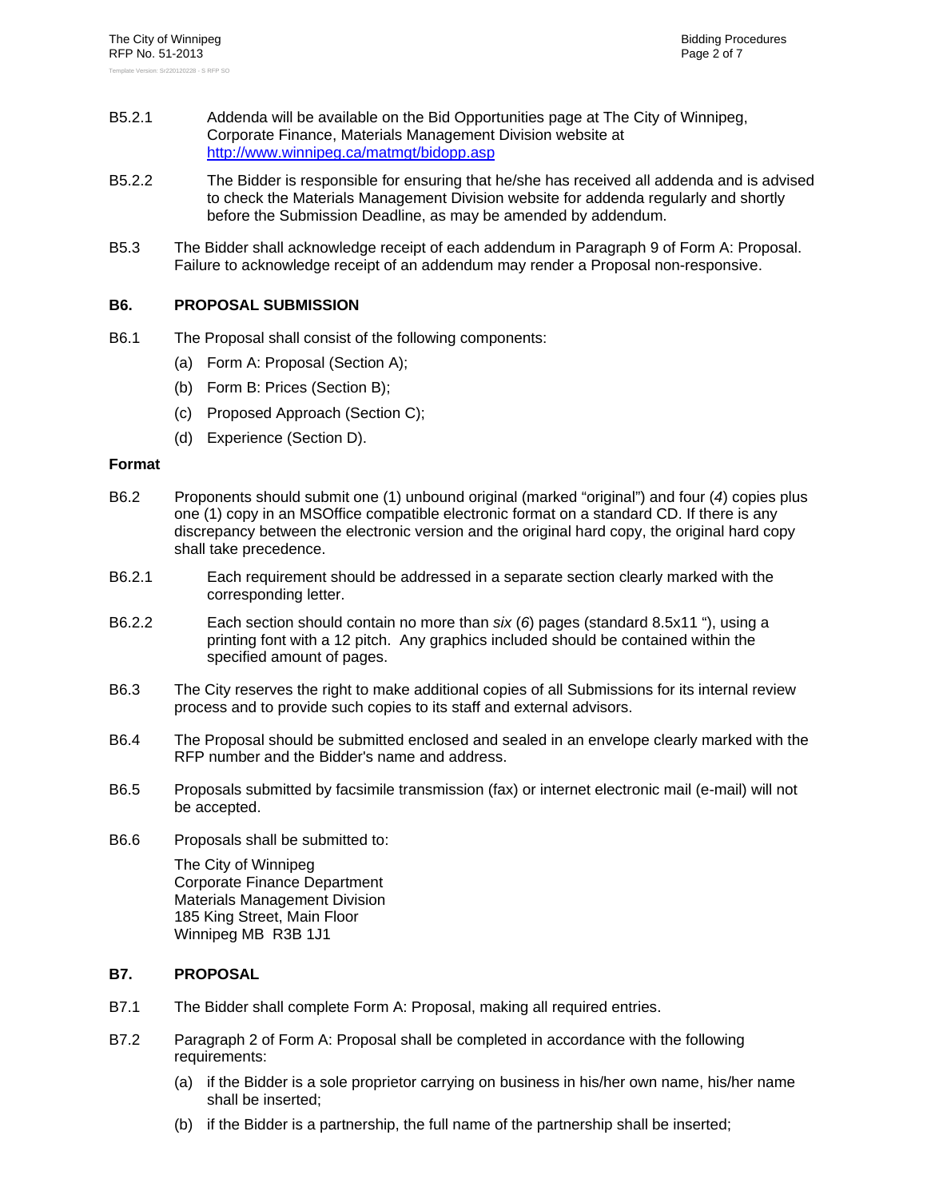B5.2.1 Addenda will be available on the Bid Opportunities page at The City of Winnipeg, Corporate Finance, Materials Management Division website at http://www.winnipeg.ca/matmgt/bidopp.asp

B5.2.2 The Bidder is responsible for ensuring that he/she has received all addenda and is advised to check the Materials Management Division website for addenda regularly and shortly before the Submission Deadline, as may be amended by addendum.

B5.3 The Bidder shall acknowledge receipt of each addendum in Paragraph 9 of Form A: Proposal. Failure to acknowledge receipt of an addendum may render a Proposal non-responsive.

## B6. PROPOSAL SUBMISSION

B6.1 The Proposal shall consist of the following components:

(a) Form A: Proposal (Section A);

(b) Form B: Prices (Section B);

(c) Proposed Approach (Section C);

(d) Experience (Section D).

**Format**

B6.2 Proponents should submit one (1) unbound original (marked "original") and four (*4*) copies plus one (1) copy in an MSOffice compatible electronic format on a standard CD. If there is any discrepancy between the electronic version and the original hard copy, the original hard copy shall take precedence.

B6.2.1 Each requirement should be addressed in a separate section clearly marked with the corresponding letter.

B6.2.2 Each section should contain no more than *six* (*6*) pages (standard 8.5x11 "), using a printing font with a 12 pitch. Any graphics included should be contained within the specified amount of pages.

B6.3 The City reserves the right to make additional copies of all Submissions for its internal review process and to provide such copies to its staff and external advisors.

B6.4 The Proposal should be submitted enclosed and sealed in an envelope clearly marked with the RFP number and the Bidder's name and address.

B6.5 Proposals submitted by facsimile transmission (fax) or internet electronic mail (e-mail) will not be accepted.

B6.6 Proposals shall be submitted to:

The City of Winnipeg
Corporate Finance Department
Materials Management Division
185 King Street, Main Floor
Winnipeg MB R3B 1J1

## B7. PROPOSAL

B7.1 The Bidder shall complete Form A: Proposal, making all required entries.

B7.2 Paragraph 2 of Form A: Proposal shall be completed in accordance with the following requirements:

(a) if the Bidder is a sole proprietor carrying on business in his/her own name, his/her name shall be inserted;

(b) if the Bidder is a partnership, the full name of the partnership shall be inserted;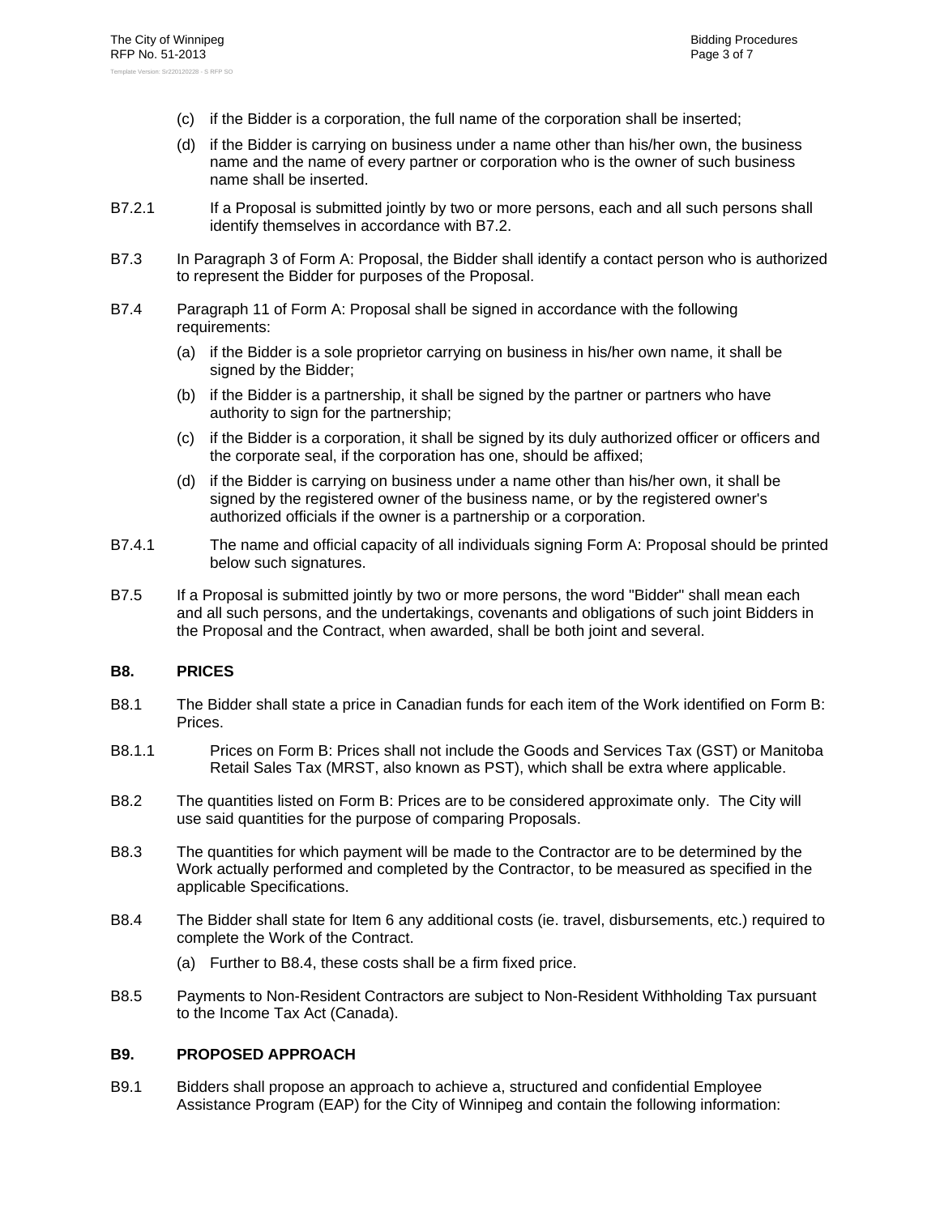(c) if the Bidder is a corporation, the full name of the corporation shall be inserted;

(d) if the Bidder is carrying on business under a name other than his/her own, the business name and the name of every partner or corporation who is the owner of such business name shall be inserted.

B7.2.1 If a Proposal is submitted jointly by two or more persons, each and all such persons shall identify themselves in accordance with B7.2.

B7.3 In Paragraph 3 of Form A: Proposal, the Bidder shall identify a contact person who is authorized to represent the Bidder for purposes of the Proposal.

B7.4 Paragraph 11 of Form A: Proposal shall be signed in accordance with the following requirements:

(a) if the Bidder is a sole proprietor carrying on business in his/her own name, it shall be signed by the Bidder;

(b) if the Bidder is a partnership, it shall be signed by the partner or partners who have authority to sign for the partnership;

(c) if the Bidder is a corporation, it shall be signed by its duly authorized officer or officers and the corporate seal, if the corporation has one, should be affixed;

(d) if the Bidder is carrying on business under a name other than his/her own, it shall be signed by the registered owner of the business name, or by the registered owner's authorized officials if the owner is a partnership or a corporation.

B7.4.1 The name and official capacity of all individuals signing Form A: Proposal should be printed below such signatures.

B7.5 If a Proposal is submitted jointly by two or more persons, the word "Bidder" shall mean each and all such persons, and the undertakings, covenants and obligations of such joint Bidders in the Proposal and the Contract, when awarded, shall be both joint and several.

## B8. PRICES

B8.1 The Bidder shall state a price in Canadian funds for each item of the Work identified on Form B: Prices.

B8.1.1 Prices on Form B: Prices shall not include the Goods and Services Tax (GST) or Manitoba Retail Sales Tax (MRST, also known as PST), which shall be extra where applicable.

B8.2 The quantities listed on Form B: Prices are to be considered approximate only. The City will use said quantities for the purpose of comparing Proposals.

B8.3 The quantities for which payment will be made to the Contractor are to be determined by the Work actually performed and completed by the Contractor, to be measured as specified in the applicable Specifications.

B8.4 The Bidder shall state for Item 6 any additional costs (ie. travel, disbursements, etc.) required to complete the Work of the Contract.

(a) Further to B8.4, these costs shall be a firm fixed price.

B8.5 Payments to Non-Resident Contractors are subject to Non-Resident Withholding Tax pursuant to the Income Tax Act (Canada).

## B9. PROPOSED APPROACH

B9.1 Bidders shall propose an approach to achieve a, structured and confidential Employee Assistance Program (EAP) for the City of Winnipeg and contain the following information: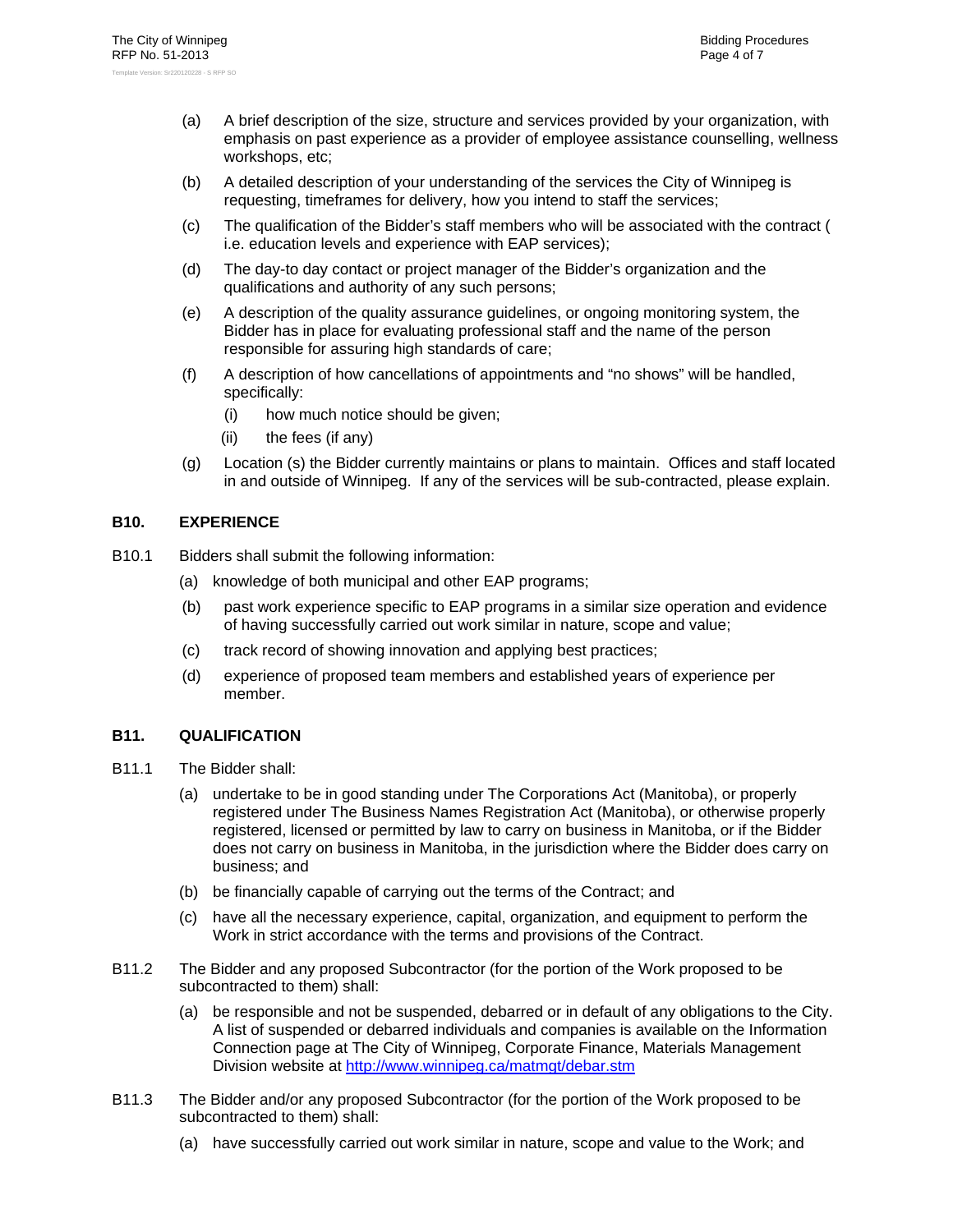(a) A brief description of the size, structure and services provided by your organization, with emphasis on past experience as a provider of employee assistance counselling, wellness workshops, etc;

(b) A detailed description of your understanding of the services the City of Winnipeg is requesting, timeframes for delivery, how you intend to staff the services;

(c) The qualification of the Bidder's staff members who will be associated with the contract ( i.e. education levels and experience with EAP services);

(d) The day-to day contact or project manager of the Bidder's organization and the qualifications and authority of any such persons;

(e) A description of the quality assurance guidelines, or ongoing monitoring system, the Bidder has in place for evaluating professional staff and the name of the person responsible for assuring high standards of care;

(f) A description of how cancellations of appointments and "no shows" will be handled, specifically:

    (i) how much notice should be given;

    (ii) the fees (if any)

(g) Location (s) the Bidder currently maintains or plans to maintain. Offices and staff located in and outside of Winnipeg. If any of the services will be sub-contracted, please explain.

## B10. EXPERIENCE

B10.1 Bidders shall submit the following information:

(a) knowledge of both municipal and other EAP programs;

(b) past work experience specific to EAP programs in a similar size operation and evidence of having successfully carried out work similar in nature, scope and value;

(c) track record of showing innovation and applying best practices;

(d) experience of proposed team members and established years of experience per member.

## B11. QUALIFICATION

B11.1 The Bidder shall:

(a) undertake to be in good standing under The Corporations Act (Manitoba), or properly registered under The Business Names Registration Act (Manitoba), or otherwise properly registered, licensed or permitted by law to carry on business in Manitoba, or if the Bidder does not carry on business in Manitoba, in the jurisdiction where the Bidder does carry on business; and

(b) be financially capable of carrying out the terms of the Contract; and

(c) have all the necessary experience, capital, organization, and equipment to perform the Work in strict accordance with the terms and provisions of the Contract.

B11.2 The Bidder and any proposed Subcontractor (for the portion of the Work proposed to be subcontracted to them) shall:

(a) be responsible and not be suspended, debarred or in default of any obligations to the City. A list of suspended or debarred individuals and companies is available on the Information Connection page at The City of Winnipeg, Corporate Finance, Materials Management Division website at http://www.winnipeg.ca/matmgt/debar.stm

B11.3 The Bidder and/or any proposed Subcontractor (for the portion of the Work proposed to be subcontracted to them) shall:

(a) have successfully carried out work similar in nature, scope and value to the Work; and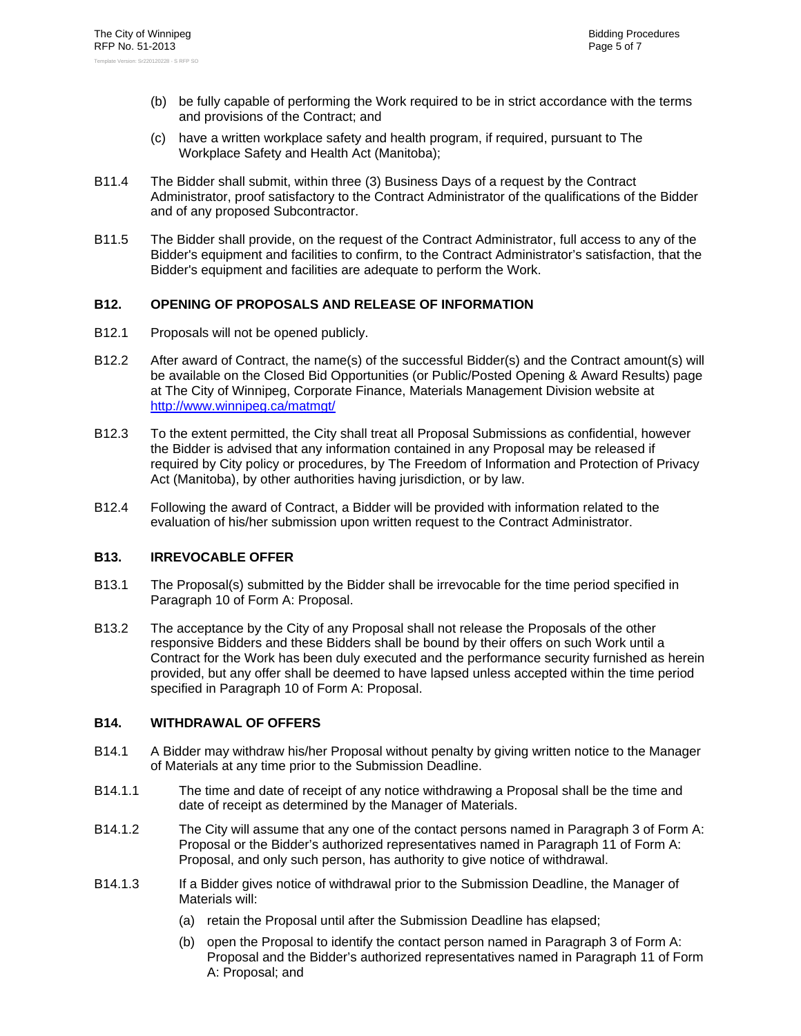(b) be fully capable of performing the Work required to be in strict accordance with the terms and provisions of the Contract; and

(c) have a written workplace safety and health program, if required, pursuant to The Workplace Safety and Health Act (Manitoba);

B11.4 The Bidder shall submit, within three (3) Business Days of a request by the Contract Administrator, proof satisfactory to the Contract Administrator of the qualifications of the Bidder and of any proposed Subcontractor.

B11.5 The Bidder shall provide, on the request of the Contract Administrator, full access to any of the Bidder's equipment and facilities to confirm, to the Contract Administrator's satisfaction, that the Bidder's equipment and facilities are adequate to perform the Work.

### B12. OPENING OF PROPOSALS AND RELEASE OF INFORMATION

B12.1 Proposals will not be opened publicly.

B12.2 After award of Contract, the name(s) of the successful Bidder(s) and the Contract amount(s) will be available on the Closed Bid Opportunities (or Public/Posted Opening & Award Results) page at The City of Winnipeg, Corporate Finance, Materials Management Division website at http://www.winnipeg.ca/matmgt/

B12.3 To the extent permitted, the City shall treat all Proposal Submissions as confidential, however the Bidder is advised that any information contained in any Proposal may be released if required by City policy or procedures, by The Freedom of Information and Protection of Privacy Act (Manitoba), by other authorities having jurisdiction, or by law.

B12.4 Following the award of Contract, a Bidder will be provided with information related to the evaluation of his/her submission upon written request to the Contract Administrator.

### B13. IRREVOCABLE OFFER

B13.1 The Proposal(s) submitted by the Bidder shall be irrevocable for the time period specified in Paragraph 10 of Form A: Proposal.

B13.2 The acceptance by the City of any Proposal shall not release the Proposals of the other responsive Bidders and these Bidders shall be bound by their offers on such Work until a Contract for the Work has been duly executed and the performance security furnished as herein provided, but any offer shall be deemed to have lapsed unless accepted within the time period specified in Paragraph 10 of Form A: Proposal.

### B14. WITHDRAWAL OF OFFERS

B14.1 A Bidder may withdraw his/her Proposal without penalty by giving written notice to the Manager of Materials at any time prior to the Submission Deadline.

B14.1.1 The time and date of receipt of any notice withdrawing a Proposal shall be the time and date of receipt as determined by the Manager of Materials.

B14.1.2 The City will assume that any one of the contact persons named in Paragraph 3 of Form A: Proposal or the Bidder's authorized representatives named in Paragraph 11 of Form A: Proposal, and only such person, has authority to give notice of withdrawal.

B14.1.3 If a Bidder gives notice of withdrawal prior to the Submission Deadline, the Manager of Materials will:

(a) retain the Proposal until after the Submission Deadline has elapsed;

(b) open the Proposal to identify the contact person named in Paragraph 3 of Form A: Proposal and the Bidder's authorized representatives named in Paragraph 11 of Form A: Proposal; and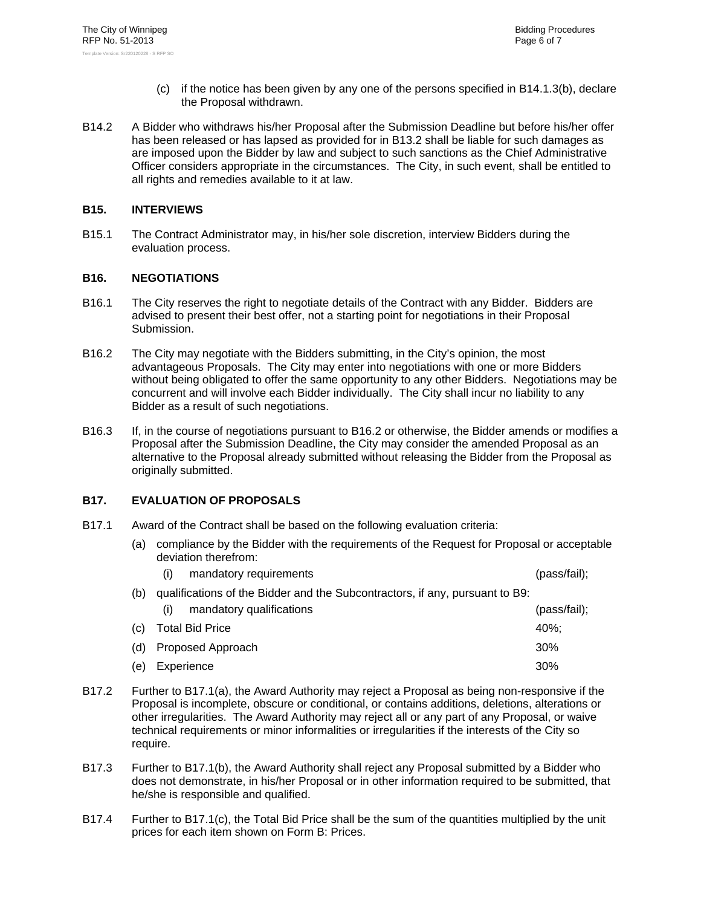(c) if the notice has been given by any one of the persons specified in B14.1.3(b), declare the Proposal withdrawn.

B14.2 A Bidder who withdraws his/her Proposal after the Submission Deadline but before his/her offer has been released or has lapsed as provided for in B13.2 shall be liable for such damages as are imposed upon the Bidder by law and subject to such sanctions as the Chief Administrative Officer considers appropriate in the circumstances. The City, in such event, shall be entitled to all rights and remedies available to it at law.

## B15. INTERVIEWS

B15.1 The Contract Administrator may, in his/her sole discretion, interview Bidders during the evaluation process.

## B16. NEGOTIATIONS

B16.1 The City reserves the right to negotiate details of the Contract with any Bidder. Bidders are advised to present their best offer, not a starting point for negotiations in their Proposal Submission.

B16.2 The City may negotiate with the Bidders submitting, in the City's opinion, the most advantageous Proposals. The City may enter into negotiations with one or more Bidders without being obligated to offer the same opportunity to any other Bidders. Negotiations may be concurrent and will involve each Bidder individually. The City shall incur no liability to any Bidder as a result of such negotiations.

B16.3 If, in the course of negotiations pursuant to B16.2 or otherwise, the Bidder amends or modifies a Proposal after the Submission Deadline, the City may consider the amended Proposal as an alternative to the Proposal already submitted without releasing the Bidder from the Proposal as originally submitted.

## B17. EVALUATION OF PROPOSALS

B17.1 Award of the Contract shall be based on the following evaluation criteria:

(a) compliance by the Bidder with the requirements of the Request for Proposal or acceptable deviation therefrom:
   - (i) mandatory requirements (pass/fail);

(b) qualifications of the Bidder and the Subcontractors, if any, pursuant to B9:
   - (i) mandatory qualifications (pass/fail);

(c) Total Bid Price 40%;

(d) Proposed Approach 30%

(e) Experience 30%

B17.2 Further to B17.1(a), the Award Authority may reject a Proposal as being non-responsive if the Proposal is incomplete, obscure or conditional, or contains additions, deletions, alterations or other irregularities. The Award Authority may reject all or any part of any Proposal, or waive technical requirements or minor informalities or irregularities if the interests of the City so require.

B17.3 Further to B17.1(b), the Award Authority shall reject any Proposal submitted by a Bidder who does not demonstrate, in his/her Proposal or in other information required to be submitted, that he/she is responsible and qualified.

B17.4 Further to B17.1(c), the Total Bid Price shall be the sum of the quantities multiplied by the unit prices for each item shown on Form B: Prices.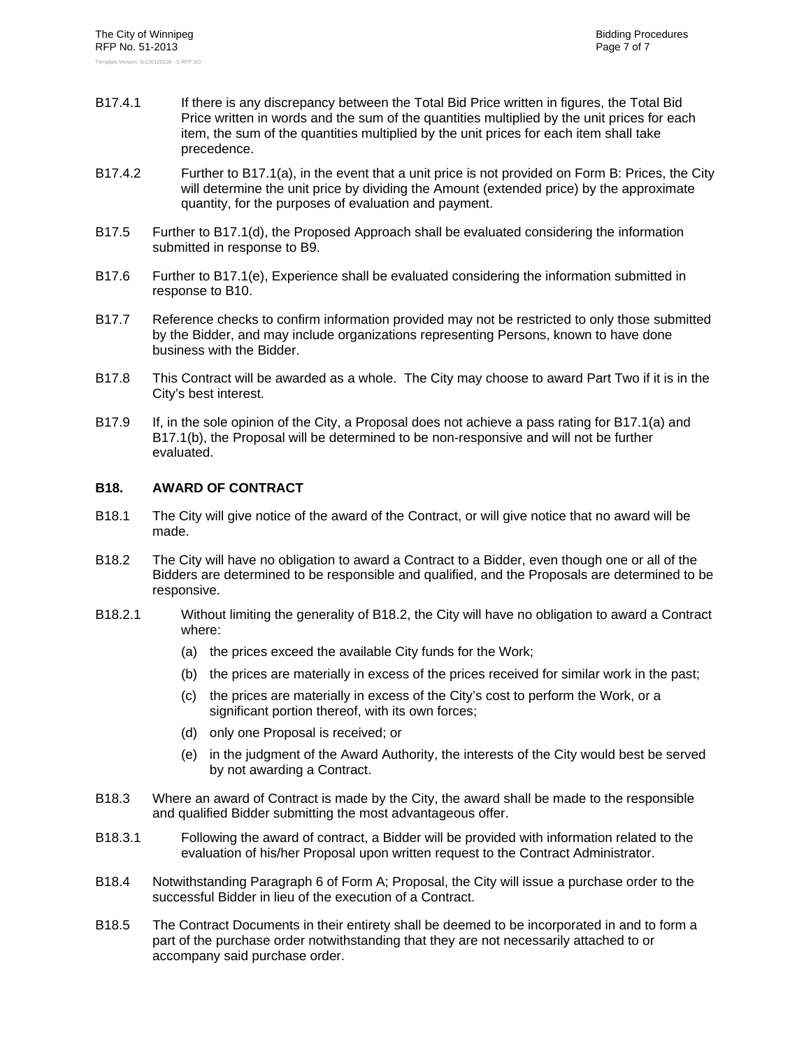B17.4.1 If there is any discrepancy between the Total Bid Price written in figures, the Total Bid Price written in words and the sum of the quantities multiplied by the unit prices for each item, the sum of the quantities multiplied by the unit prices for each item shall take precedence.

B17.4.2 Further to B17.1(a), in the event that a unit price is not provided on Form B: Prices, the City will determine the unit price by dividing the Amount (extended price) by the approximate quantity, for the purposes of evaluation and payment.

B17.5 Further to B17.1(d), the Proposed Approach shall be evaluated considering the information submitted in response to B9.

B17.6 Further to B17.1(e), Experience shall be evaluated considering the information submitted in response to B10.

B17.7 Reference checks to confirm information provided may not be restricted to only those submitted by the Bidder, and may include organizations representing Persons, known to have done business with the Bidder.

B17.8 This Contract will be awarded as a whole. The City may choose to award Part Two if it is in the City's best interest.

B17.9 If, in the sole opinion of the City, a Proposal does not achieve a pass rating for B17.1(a) and B17.1(b), the Proposal will be determined to be non-responsive and will not be further evaluated.

## B18. AWARD OF CONTRACT

B18.1 The City will give notice of the award of the Contract, or will give notice that no award will be made.

B18.2 The City will have no obligation to award a Contract to a Bidder, even though one or all of the Bidders are determined to be responsible and qualified, and the Proposals are determined to be responsive.

B18.2.1 Without limiting the generality of B18.2, the City will have no obligation to award a Contract where:

(a) the prices exceed the available City funds for the Work;

(b) the prices are materially in excess of the prices received for similar work in the past;

(c) the prices are materially in excess of the City's cost to perform the Work, or a significant portion thereof, with its own forces;

(d) only one Proposal is received; or

(e) in the judgment of the Award Authority, the interests of the City would best be served by not awarding a Contract.

B18.3 Where an award of Contract is made by the City, the award shall be made to the responsible and qualified Bidder submitting the most advantageous offer.

B18.3.1 Following the award of contract, a Bidder will be provided with information related to the evaluation of his/her Proposal upon written request to the Contract Administrator.

B18.4 Notwithstanding Paragraph 6 of Form A; Proposal, the City will issue a purchase order to the successful Bidder in lieu of the execution of a Contract.

B18.5 The Contract Documents in their entirety shall be deemed to be incorporated in and to form a part of the purchase order notwithstanding that they are not necessarily attached to or accompany said purchase order.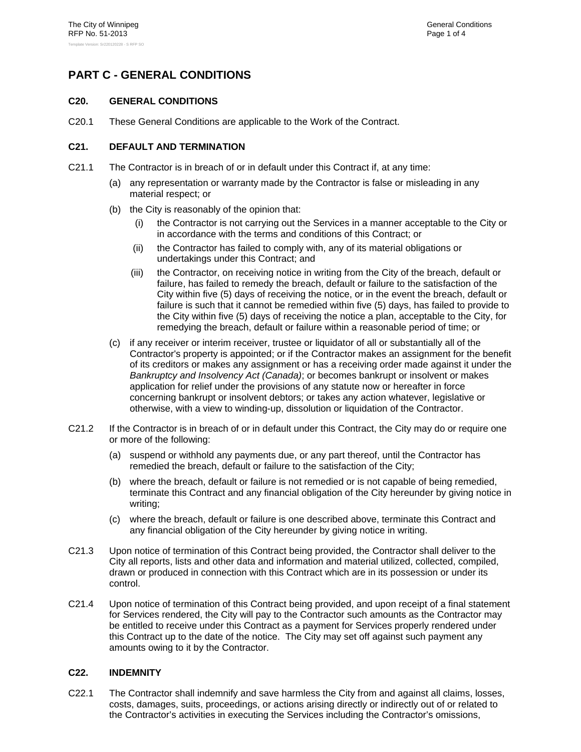# PART C - GENERAL CONDITIONS

## C20. GENERAL CONDITIONS

C20.1 These General Conditions are applicable to the Work of the Contract.

## C21. DEFAULT AND TERMINATION

C21.1 The Contractor is in breach of or in default under this Contract if, at any time:

(a) any representation or warranty made by the Contractor is false or misleading in any material respect; or

(b) the City is reasonably of the opinion that:

(i) the Contractor is not carrying out the Services in a manner acceptable to the City or in accordance with the terms and conditions of this Contract; or

(ii) the Contractor has failed to comply with, any of its material obligations or undertakings under this Contract; and

(iii) the Contractor, on receiving notice in writing from the City of the breach, default or failure, has failed to remedy the breach, default or failure to the satisfaction of the City within five (5) days of receiving the notice, or in the event the breach, default or failure is such that it cannot be remedied within five (5) days, has failed to provide to the City within five (5) days of receiving the notice a plan, acceptable to the City, for remedying the breach, default or failure within a reasonable period of time; or

(c) if any receiver or interim receiver, trustee or liquidator of all or substantially all of the Contractor's property is appointed; or if the Contractor makes an assignment for the benefit of its creditors or makes any assignment or has a receiving order made against it under the *Bankruptcy and Insolvency Act (Canada)*; or becomes bankrupt or insolvent or makes application for relief under the provisions of any statute now or hereafter in force concerning bankrupt or insolvent debtors; or takes any action whatever, legislative or otherwise, with a view to winding-up, dissolution or liquidation of the Contractor.

C21.2 If the Contractor is in breach of or in default under this Contract, the City may do or require one or more of the following:

(a) suspend or withhold any payments due, or any part thereof, until the Contractor has remedied the breach, default or failure to the satisfaction of the City;

(b) where the breach, default or failure is not remedied or is not capable of being remedied, terminate this Contract and any financial obligation of the City hereunder by giving notice in writing;

(c) where the breach, default or failure is one described above, terminate this Contract and any financial obligation of the City hereunder by giving notice in writing.

C21.3 Upon notice of termination of this Contract being provided, the Contractor shall deliver to the City all reports, lists and other data and information and material utilized, collected, compiled, drawn or produced in connection with this Contract which are in its possession or under its control.

C21.4 Upon notice of termination of this Contract being provided, and upon receipt of a final statement for Services rendered, the City will pay to the Contractor such amounts as the Contractor may be entitled to receive under this Contract as a payment for Services properly rendered under this Contract up to the date of the notice. The City may set off against such payment any amounts owing to it by the Contractor.

## C22. INDEMNITY

C22.1 The Contractor shall indemnify and save harmless the City from and against all claims, losses, costs, damages, suits, proceedings, or actions arising directly or indirectly out of or related to the Contractor's activities in executing the Services including the Contractor's omissions,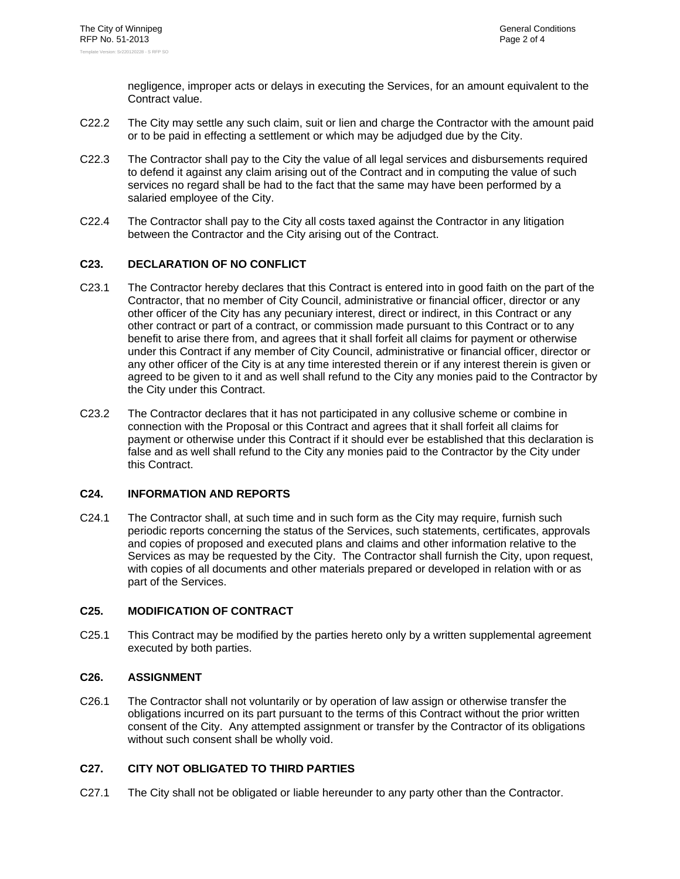negligence, improper acts or delays in executing the Services, for an amount equivalent to the Contract value.

C22.2 The City may settle any such claim, suit or lien and charge the Contractor with the amount paid or to be paid in effecting a settlement or which may be adjudged due by the City.

C22.3 The Contractor shall pay to the City the value of all legal services and disbursements required to defend it against any claim arising out of the Contract and in computing the value of such services no regard shall be had to the fact that the same may have been performed by a salaried employee of the City.

C22.4 The Contractor shall pay to the City all costs taxed against the Contractor in any litigation between the Contractor and the City arising out of the Contract.

## C23. DECLARATION OF NO CONFLICT

C23.1 The Contractor hereby declares that this Contract is entered into in good faith on the part of the Contractor, that no member of City Council, administrative or financial officer, director or any other officer of the City has any pecuniary interest, direct or indirect, in this Contract or any other contract or part of a contract, or commission made pursuant to this Contract or to any benefit to arise there from, and agrees that it shall forfeit all claims for payment or otherwise under this Contract if any member of City Council, administrative or financial officer, director or any other officer of the City is at any time interested therein or if any interest therein is given or agreed to be given to it and as well shall refund to the City any monies paid to the Contractor by the City under this Contract.

C23.2 The Contractor declares that it has not participated in any collusive scheme or combine in connection with the Proposal or this Contract and agrees that it shall forfeit all claims for payment or otherwise under this Contract if it should ever be established that this declaration is false and as well shall refund to the City any monies paid to the Contractor by the City under this Contract.

## C24. INFORMATION AND REPORTS

C24.1 The Contractor shall, at such time and in such form as the City may require, furnish such periodic reports concerning the status of the Services, such statements, certificates, approvals and copies of proposed and executed plans and claims and other information relative to the Services as may be requested by the City. The Contractor shall furnish the City, upon request, with copies of all documents and other materials prepared or developed in relation with or as part of the Services.

## C25. MODIFICATION OF CONTRACT

C25.1 This Contract may be modified by the parties hereto only by a written supplemental agreement executed by both parties.

## C26. ASSIGNMENT

C26.1 The Contractor shall not voluntarily or by operation of law assign or otherwise transfer the obligations incurred on its part pursuant to the terms of this Contract without the prior written consent of the City. Any attempted assignment or transfer by the Contractor of its obligations without such consent shall be wholly void.

## C27. CITY NOT OBLIGATED TO THIRD PARTIES

C27.1 The City shall not be obligated or liable hereunder to any party other than the Contractor.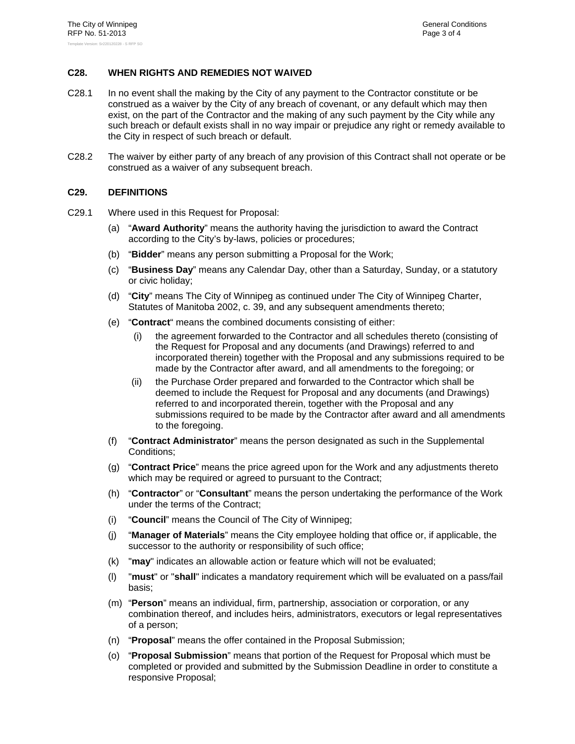## C28. WHEN RIGHTS AND REMEDIES NOT WAIVED

C28.1 In no event shall the making by the City of any payment to the Contractor constitute or be construed as a waiver by the City of any breach of covenant, or any default which may then exist, on the part of the Contractor and the making of any such payment by the City while any such breach or default exists shall in no way impair or prejudice any right or remedy available to the City in respect of such breach or default.

C28.2 The waiver by either party of any breach of any provision of this Contract shall not operate or be construed as a waiver of any subsequent breach.

## C29. DEFINITIONS

C29.1 Where used in this Request for Proposal:

(a) "**Award Authority**" means the authority having the jurisdiction to award the Contract according to the City's by-laws, policies or procedures;

(b) "**Bidder**" means any person submitting a Proposal for the Work;

(c) "**Business Day**" means any Calendar Day, other than a Saturday, Sunday, or a statutory or civic holiday;

(d) "**City**" means The City of Winnipeg as continued under The City of Winnipeg Charter, Statutes of Manitoba 2002, c. 39, and any subsequent amendments thereto;

(e) "**Contract**" means the combined documents consisting of either:

(i) the agreement forwarded to the Contractor and all schedules thereto (consisting of the Request for Proposal and any documents (and Drawings) referred to and incorporated therein) together with the Proposal and any submissions required to be made by the Contractor after award, and all amendments to the foregoing; or

(ii) the Purchase Order prepared and forwarded to the Contractor which shall be deemed to include the Request for Proposal and any documents (and Drawings) referred to and incorporated therein, together with the Proposal and any submissions required to be made by the Contractor after award and all amendments to the foregoing.

(f) "**Contract Administrator**" means the person designated as such in the Supplemental Conditions;

(g) "**Contract Price**" means the price agreed upon for the Work and any adjustments thereto which may be required or agreed to pursuant to the Contract;

(h) "**Contractor**" or "**Consultant**" means the person undertaking the performance of the Work under the terms of the Contract;

(i) "**Council**" means the Council of The City of Winnipeg;

(j) "**Manager of Materials**" means the City employee holding that office or, if applicable, the successor to the authority or responsibility of such office;

(k) "**may**" indicates an allowable action or feature which will not be evaluated;

(l) "**must**" or "**shall**" indicates a mandatory requirement which will be evaluated on a pass/fail basis;

(m) "**Person**" means an individual, firm, partnership, association or corporation, or any combination thereof, and includes heirs, administrators, executors or legal representatives of a person;

(n) "**Proposal**" means the offer contained in the Proposal Submission;

(o) "**Proposal Submission**" means that portion of the Request for Proposal which must be completed or provided and submitted by the Submission Deadline in order to constitute a responsive Proposal;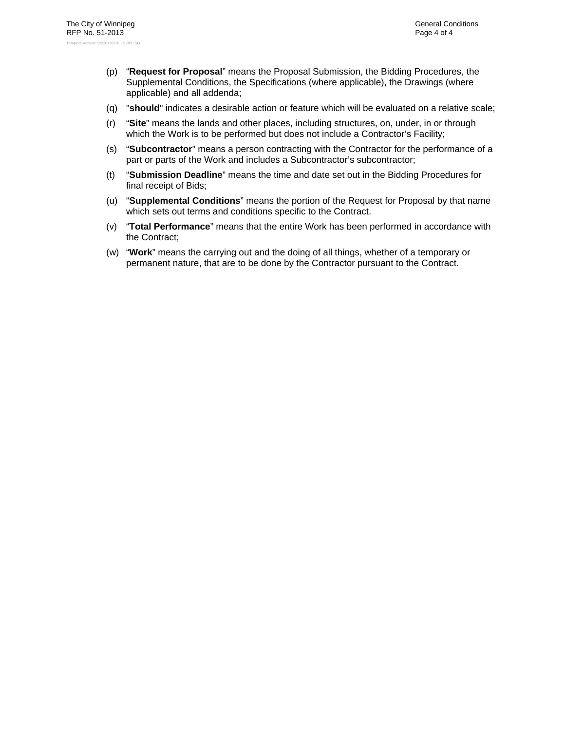(p) "**Request for Proposal**" means the Proposal Submission, the Bidding Procedures, the Supplemental Conditions, the Specifications (where applicable), the Drawings (where applicable) and all addenda;

(q) "**should**" indicates a desirable action or feature which will be evaluated on a relative scale;

(r) "**Site**" means the lands and other places, including structures, on, under, in or through which the Work is to be performed but does not include a Contractor's Facility;

(s) "**Subcontractor**" means a person contracting with the Contractor for the performance of a part or parts of the Work and includes a Subcontractor's subcontractor;

(t) "**Submission Deadline**" means the time and date set out in the Bidding Procedures for final receipt of Bids;

(u) "**Supplemental Conditions**" means the portion of the Request for Proposal by that name which sets out terms and conditions specific to the Contract.

(v) "**Total Performance**" means that the entire Work has been performed in accordance with the Contract;

(w) "**Work**" means the carrying out and the doing of all things, whether of a temporary or permanent nature, that are to be done by the Contractor pursuant to the Contract.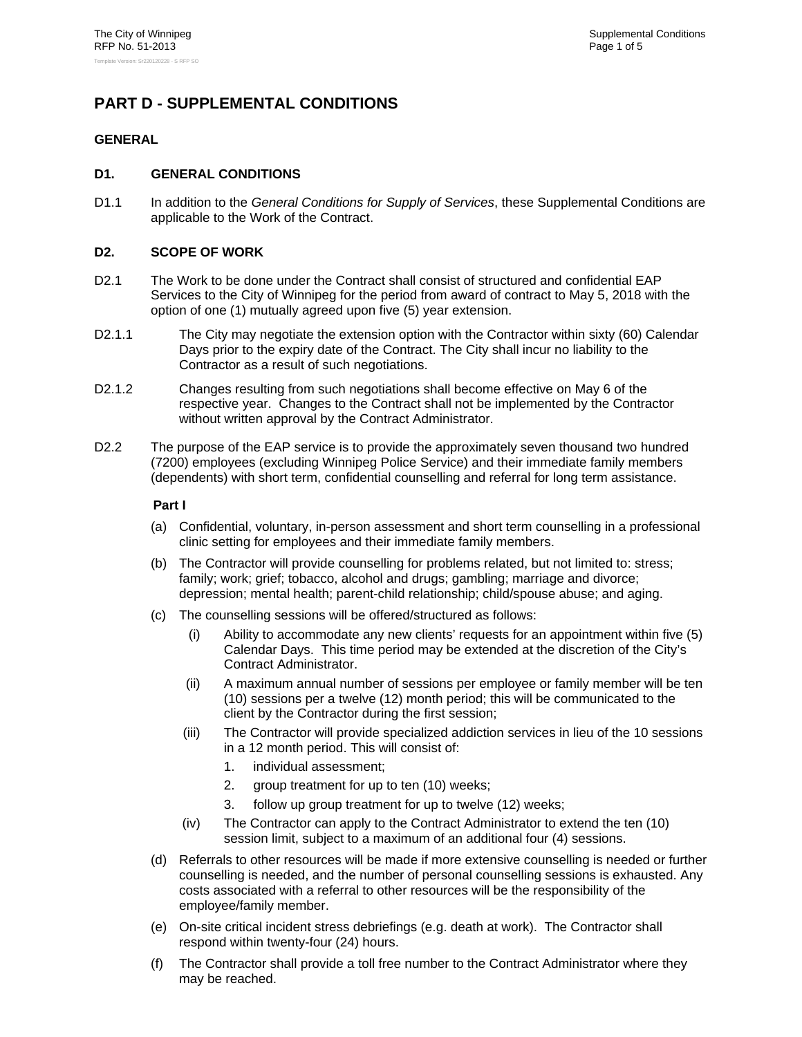# PART D - SUPPLEMENTAL CONDITIONS

## GENERAL

### D1. GENERAL CONDITIONS

D1.1 In addition to the *General Conditions for Supply of Services*, these Supplemental Conditions are applicable to the Work of the Contract.

### D2. SCOPE OF WORK

D2.1 The Work to be done under the Contract shall consist of structured and confidential EAP Services to the City of Winnipeg for the period from award of contract to May 5, 2018 with the option of one (1) mutually agreed upon five (5) year extension.

D2.1.1 The City may negotiate the extension option with the Contractor within sixty (60) Calendar Days prior to the expiry date of the Contract. The City shall incur no liability to the Contractor as a result of such negotiations.

D2.1.2 Changes resulting from such negotiations shall become effective on May 6 of the respective year. Changes to the Contract shall not be implemented by the Contractor without written approval by the Contract Administrator.

D2.2 The purpose of the EAP service is to provide the approximately seven thousand two hundred (7200) employees (excluding Winnipeg Police Service) and their immediate family members (dependents) with short term, confidential counselling and referral for long term assistance.

**Part I**

(a) Confidential, voluntary, in-person assessment and short term counselling in a professional clinic setting for employees and their immediate family members.

(b) The Contractor will provide counselling for problems related, but not limited to: stress; family; work; grief; tobacco, alcohol and drugs; gambling; marriage and divorce; depression; mental health; parent-child relationship; child/spouse abuse; and aging.

(c) The counselling sessions will be offered/structured as follows:

(i) Ability to accommodate any new clients' requests for an appointment within five (5) Calendar Days. This time period may be extended at the discretion of the City's Contract Administrator.

(ii) A maximum annual number of sessions per employee or family member will be ten (10) sessions per a twelve (12) month period; this will be communicated to the client by the Contractor during the first session;

(iii) The Contractor will provide specialized addiction services in lieu of the 10 sessions in a 12 month period. This will consist of:

1. individual assessment;
2. group treatment for up to ten (10) weeks;
3. follow up group treatment for up to twelve (12) weeks;

(iv) The Contractor can apply to the Contract Administrator to extend the ten (10) session limit, subject to a maximum of an additional four (4) sessions.

(d) Referrals to other resources will be made if more extensive counselling is needed or further counselling is needed, and the number of personal counselling sessions is exhausted. Any costs associated with a referral to other resources will be the responsibility of the employee/family member.

(e) On-site critical incident stress debriefings (e.g. death at work). The Contractor shall respond within twenty-four (24) hours.

(f) The Contractor shall provide a toll free number to the Contract Administrator where they may be reached.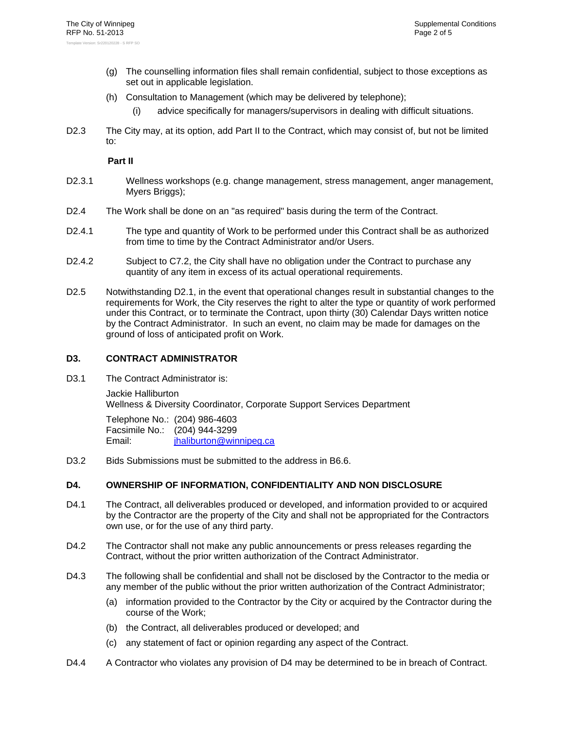(g) The counselling information files shall remain confidential, subject to those exceptions as set out in applicable legislation.

(h) Consultation to Management (which may be delivered by telephone);

  (i) advice specifically for managers/supervisors in dealing with difficult situations.

D2.3 The City may, at its option, add Part II to the Contract, which may consist of, but not be limited to:

**Part II**

D2.3.1 Wellness workshops (e.g. change management, stress management, anger management, Myers Briggs);

D2.4 The Work shall be done on an "as required" basis during the term of the Contract.

D2.4.1 The type and quantity of Work to be performed under this Contract shall be as authorized from time to time by the Contract Administrator and/or Users.

D2.4.2 Subject to C7.2, the City shall have no obligation under the Contract to purchase any quantity of any item in excess of its actual operational requirements.

D2.5 Notwithstanding D2.1, in the event that operational changes result in substantial changes to the requirements for Work, the City reserves the right to alter the type or quantity of work performed under this Contract, or to terminate the Contract, upon thirty (30) Calendar Days written notice by the Contract Administrator. In such an event, no claim may be made for damages on the ground of loss of anticipated profit on Work.

## D3. CONTRACT ADMINISTRATOR

D3.1 The Contract Administrator is:

Jackie Halliburton
Wellness & Diversity Coordinator, Corporate Support Services Department

Telephone No.: (204) 986-4603
Facsimile No.: (204) 944-3299
Email: jhaliburton@winnipeg.ca

D3.2 Bids Submissions must be submitted to the address in B6.6.

## D4. OWNERSHIP OF INFORMATION, CONFIDENTIALITY AND NON DISCLOSURE

D4.1 The Contract, all deliverables produced or developed, and information provided to or acquired by the Contractor are the property of the City and shall not be appropriated for the Contractors own use, or for the use of any third party.

D4.2 The Contractor shall not make any public announcements or press releases regarding the Contract, without the prior written authorization of the Contract Administrator.

D4.3 The following shall be confidential and shall not be disclosed by the Contractor to the media or any member of the public without the prior written authorization of the Contract Administrator;

(a) information provided to the Contractor by the City or acquired by the Contractor during the course of the Work;

(b) the Contract, all deliverables produced or developed; and

(c) any statement of fact or opinion regarding any aspect of the Contract.

D4.4 A Contractor who violates any provision of D4 may be determined to be in breach of Contract.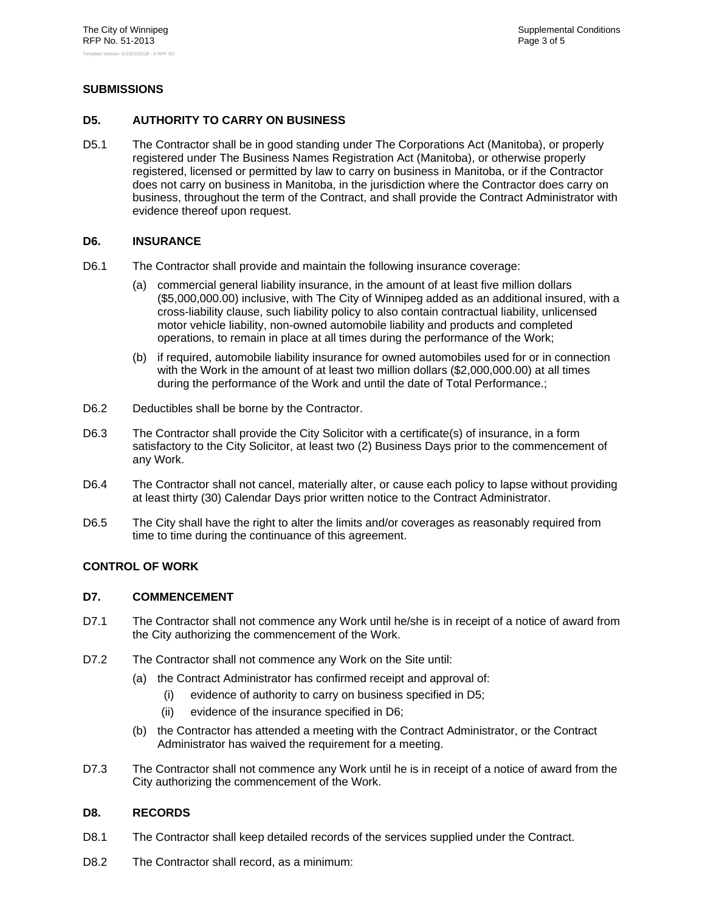## SUBMISSIONS

### D5. AUTHORITY TO CARRY ON BUSINESS

D5.1 The Contractor shall be in good standing under The Corporations Act (Manitoba), or properly registered under The Business Names Registration Act (Manitoba), or otherwise properly registered, licensed or permitted by law to carry on business in Manitoba, or if the Contractor does not carry on business in Manitoba, in the jurisdiction where the Contractor does carry on business, throughout the term of the Contract, and shall provide the Contract Administrator with evidence thereof upon request.

### D6. INSURANCE

D6.1 The Contractor shall provide and maintain the following insurance coverage:

- (a) commercial general liability insurance, in the amount of at least five million dollars ($5,000,000.00) inclusive, with The City of Winnipeg added as an additional insured, with a cross-liability clause, such liability policy to also contain contractual liability, unlicensed motor vehicle liability, non-owned automobile liability and products and completed operations, to remain in place at all times during the performance of the Work;
- (b) if required, automobile liability insurance for owned automobiles used for or in connection with the Work in the amount of at least two million dollars ($2,000,000.00) at all times during the performance of the Work and until the date of Total Performance.;

D6.2 Deductibles shall be borne by the Contractor.

D6.3 The Contractor shall provide the City Solicitor with a certificate(s) of insurance, in a form satisfactory to the City Solicitor, at least two (2) Business Days prior to the commencement of any Work.

D6.4 The Contractor shall not cancel, materially alter, or cause each policy to lapse without providing at least thirty (30) Calendar Days prior written notice to the Contract Administrator.

D6.5 The City shall have the right to alter the limits and/or coverages as reasonably required from time to time during the continuance of this agreement.

## CONTROL OF WORK

### D7. COMMENCEMENT

D7.1 The Contractor shall not commence any Work until he/she is in receipt of a notice of award from the City authorizing the commencement of the Work.

D7.2 The Contractor shall not commence any Work on the Site until:

- (a) the Contract Administrator has confirmed receipt and approval of:
  - (i) evidence of authority to carry on business specified in D5;
  - (ii) evidence of the insurance specified in D6;
- (b) the Contractor has attended a meeting with the Contract Administrator, or the Contract Administrator has waived the requirement for a meeting.

D7.3 The Contractor shall not commence any Work until he is in receipt of a notice of award from the City authorizing the commencement of the Work.

### D8. RECORDS

D8.1 The Contractor shall keep detailed records of the services supplied under the Contract.

D8.2 The Contractor shall record, as a minimum: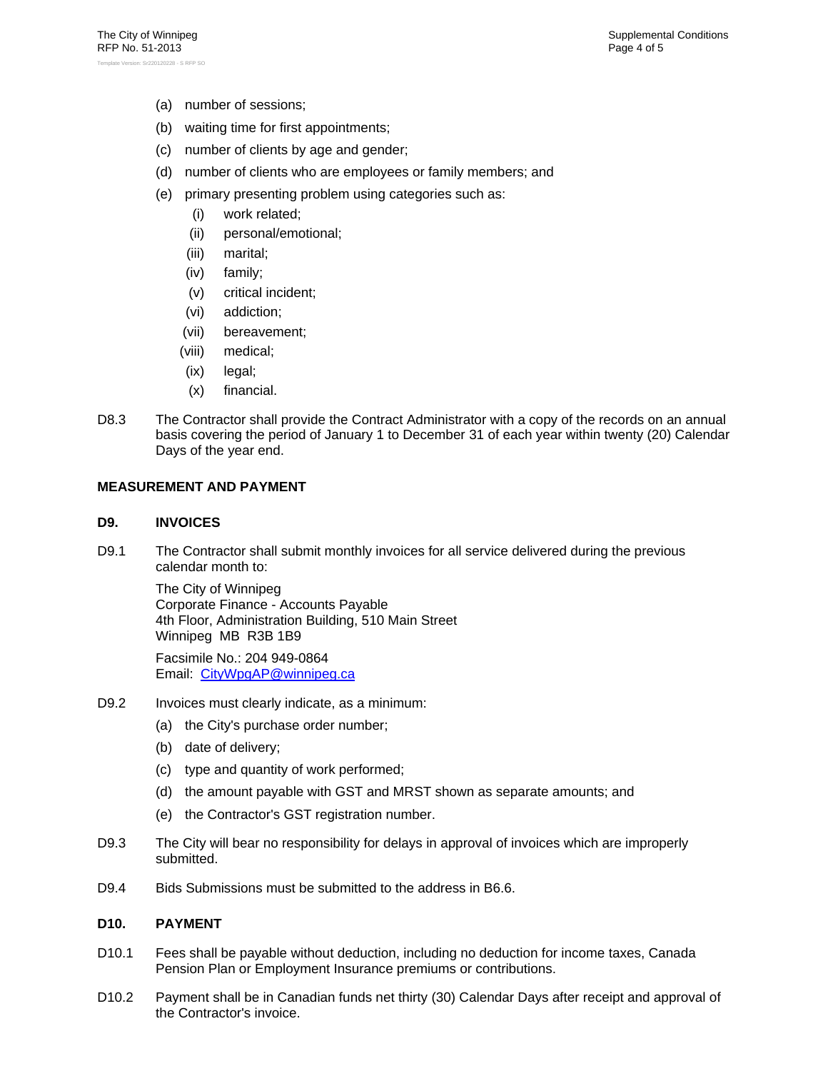(a) number of sessions;

(b) waiting time for first appointments;

(c) number of clients by age and gender;

(d) number of clients who are employees or family members; and

(e) primary presenting problem using categories such as:

  (i) work related;

  (ii) personal/emotional;

  (iii) marital;

  (iv) family;

  (v) critical incident;

  (vi) addiction;

  (vii) bereavement;

  (viii) medical;

  (ix) legal;

  (x) financial.

D8.3 The Contractor shall provide the Contract Administrator with a copy of the records on an annual basis covering the period of January 1 to December 31 of each year within twenty (20) Calendar Days of the year end.

**MEASUREMENT AND PAYMENT**

**D9. INVOICES**

D9.1 The Contractor shall submit monthly invoices for all service delivered during the previous calendar month to:

The City of Winnipeg
Corporate Finance - Accounts Payable
4th Floor, Administration Building, 510 Main Street
Winnipeg MB R3B 1B9

Facsimile No.: 204 949-0864
Email: CityWpgAP@winnipeg.ca

D9.2 Invoices must clearly indicate, as a minimum:

(a) the City's purchase order number;

(b) date of delivery;

(c) type and quantity of work performed;

(d) the amount payable with GST and MRST shown as separate amounts; and

(e) the Contractor's GST registration number.

D9.3 The City will bear no responsibility for delays in approval of invoices which are improperly submitted.

D9.4 Bids Submissions must be submitted to the address in B6.6.

**D10. PAYMENT**

D10.1 Fees shall be payable without deduction, including no deduction for income taxes, Canada Pension Plan or Employment Insurance premiums or contributions.

D10.2 Payment shall be in Canadian funds net thirty (30) Calendar Days after receipt and approval of the Contractor's invoice.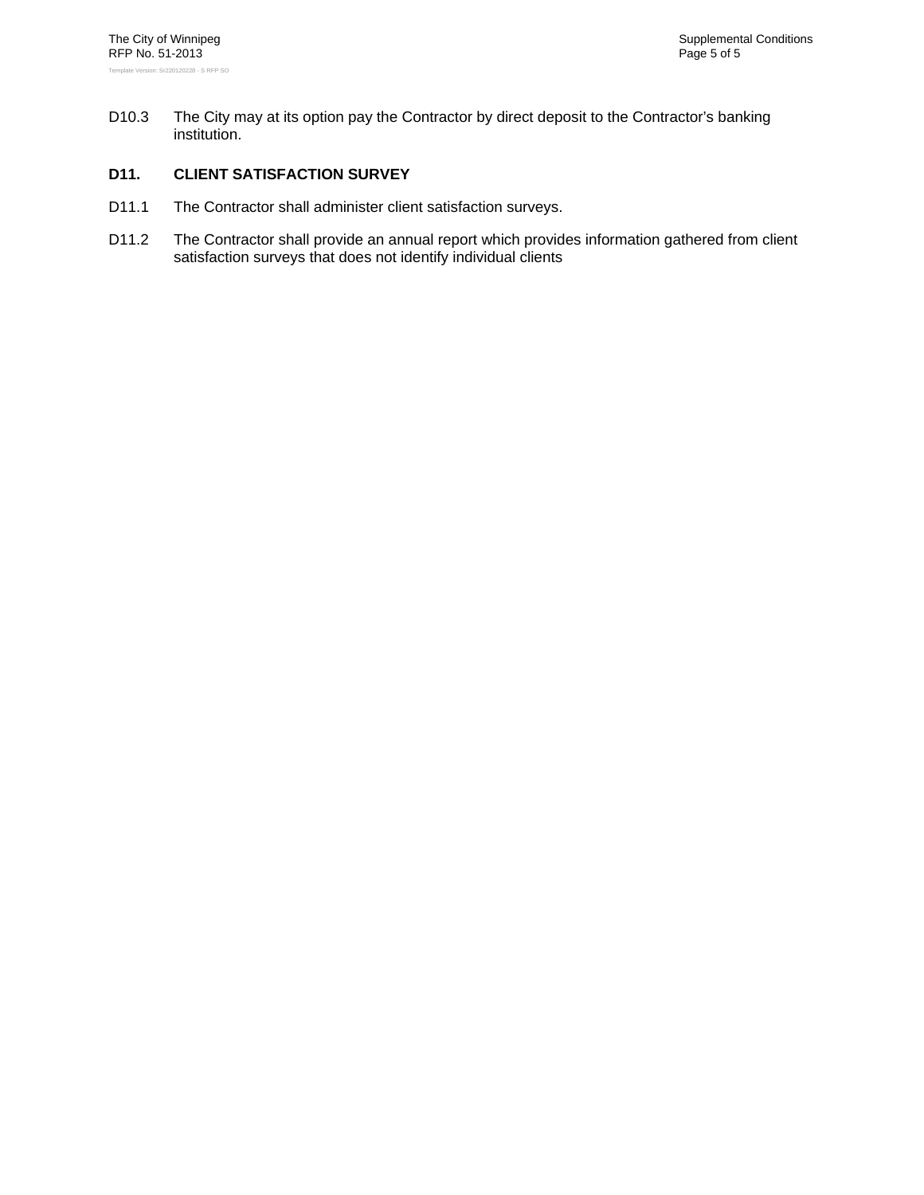D10.3 The City may at its option pay the Contractor by direct deposit to the Contractor's banking institution.

**D11. CLIENT SATISFACTION SURVEY**

D11.1 The Contractor shall administer client satisfaction surveys.

D11.2 The Contractor shall provide an annual report which provides information gathered from client satisfaction surveys that does not identify individual clients